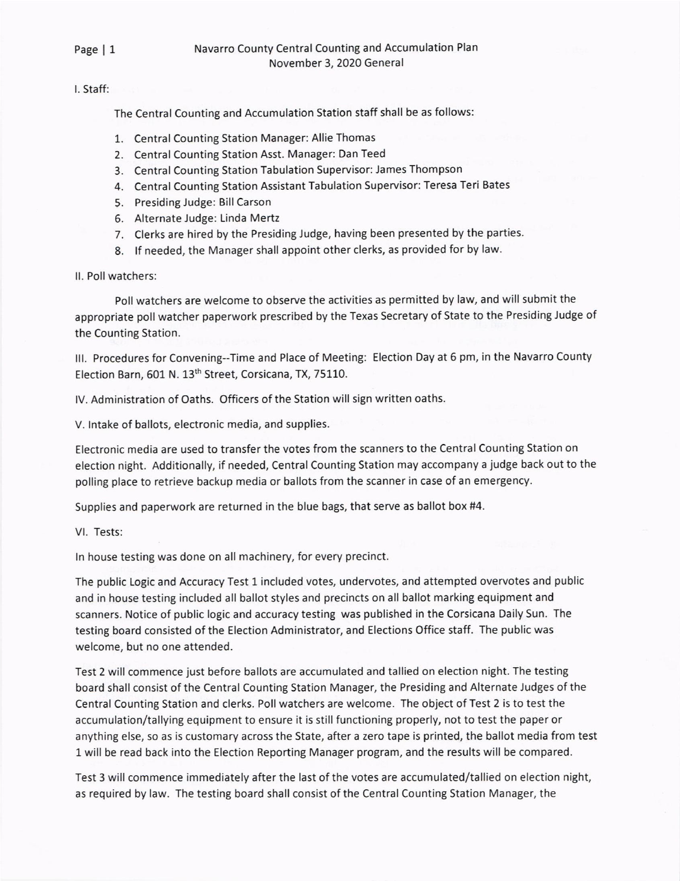# Navarro County Central Counting and Accumulation Plan
## November 3, 2020 General

I. Staff:

The Central Counting and Accumulation Station staff shall be as follows:

1. Central Counting Station Manager: Allie Thomas
2. Central Counting Station Asst. Manager: Dan Teed
3. Central Counting Station Tabulation Supervisor: James Thompson
4. Central Counting Station Assistant Tabulation Supervisor: Teresa Teri Bates
5. Presiding Judge: Bill Carson
6. Alternate Judge: Linda Mertz
7. Clerks are hired by the Presiding Judge, having been presented by the parties.
8. If needed, the Manager shall appoint other clerks, as provided for by law.

II. Poll watchers:

Poll watchers are welcome to observe the activities as permitted by law, and will submit the appropriate poll watcher paperwork prescribed by the Texas Secretary of State to the Presiding Judge of the Counting Station.

III. Procedures for Convening--Time and Place of Meeting: Election Day at 6 pm, in the Navarro County Election Barn, 601 N. 13th Street, Corsicana, TX, 75110.

IV. Administration of Oaths. Officers of the Station will sign written oaths.

V. Intake of ballots, electronic media, and supplies.

Electronic media are used to transfer the votes from the scanners to the Central Counting Station on election night. Additionally, if needed, Central Counting Station may accompany a judge back out to the polling place to retrieve backup media or ballots from the scanner in case of an emergency.

Supplies and paperwork are returned in the blue bags, that serve as ballot box #4.

VI. Tests:

In house testing was done on all machinery, for every precinct.

The public Logic and Accuracy Test 1 included votes, undervotes, and attempted overvotes and public and in house testing included all ballot styles and precincts on all ballot marking equipment and scanners. Notice of public logic and accuracy testing was published in the Corsicana Daily Sun. The testing board consisted of the Election Administrator, and Elections Office staff. The public was welcome, but no one attended.

Test 2 will commence just before ballots are accumulated and tallied on election night. The testing board shall consist of the Central Counting Station Manager, the Presiding and Alternate Judges of the Central Counting Station and clerks. Poll watchers are welcome. The object of Test 2 is to test the accumulation/tallying equipment to ensure it is still functioning properly, not to test the paper or anything else, so as is customary across the State, after a zero tape is printed, the ballot media from test 1 will be read back into the Election Reporting Manager program, and the results will be compared.

Test 3 will commence immediately after the last of the votes are accumulated/tallied on election night, as required by law. The testing board shall consist of the Central Counting Station Manager, the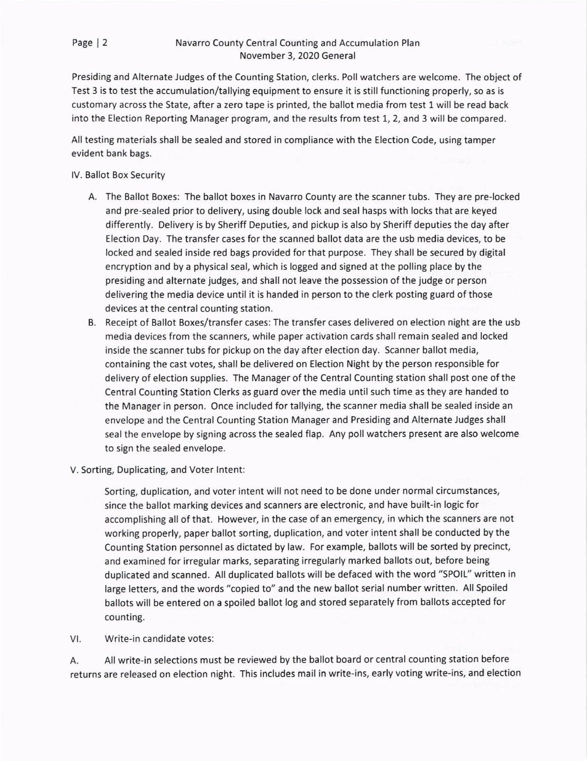Presiding and Alternate Judges of the Counting Station, clerks. Poll watchers are welcome. The object of Test 3 is to test the accumulation/tallying equipment to ensure it is still functioning properly, so as is customary across the State, after a zero tape is printed, the ballot media from test 1 will be read back into the Election Reporting Manager program, and the results from test 1, 2, and 3 will be compared.

All testing materials shall be sealed and stored in compliance with the Election Code, using tamper evident bank bags.

IV. Ballot Box Security

A. The Ballot Boxes: The ballot boxes in Navarro County are the scanner tubs. They are pre-locked and pre-sealed prior to delivery, using double lock and seal hasps with locks that are keyed differently. Delivery is by Sheriff Deputies, and pickup is also by Sheriff deputies the day after Election Day. The transfer cases for the scanned ballot data are the usb media devices, to be locked and sealed inside red bags provided for that purpose. They shall be secured by digital encryption and by a physical seal, which is logged and signed at the polling place by the presiding and alternate judges, and shall not leave the possession of the judge or person delivering the media device until it is handed in person to the clerk posting guard of those devices at the central counting station.

B. Receipt of Ballot Boxes/transfer cases: The transfer cases delivered on election night are the usb media devices from the scanners, while paper activation cards shall remain sealed and locked inside the scanner tubs for pickup on the day after election day. Scanner ballot media, containing the cast votes, shall be delivered on Election Night by the person responsible for delivery of election supplies. The Manager of the Central Counting station shall post one of the Central Counting Station Clerks as guard over the media until such time as they are handed to the Manager in person. Once included for tallying, the scanner media shall be sealed inside an envelope and the Central Counting Station Manager and Presiding and Alternate Judges shall seal the envelope by signing across the sealed flap. Any poll watchers present are also welcome to sign the sealed envelope.

V. Sorting, Duplicating, and Voter Intent:

Sorting, duplication, and voter intent will not need to be done under normal circumstances, since the ballot marking devices and scanners are electronic, and have built-in logic for accomplishing all of that. However, in the case of an emergency, in which the scanners are not working properly, paper ballot sorting, duplication, and voter intent shall be conducted by the Counting Station personnel as dictated by law. For example, ballots will be sorted by precinct, and examined for irregular marks, separating irregularly marked ballots out, before being duplicated and scanned. All duplicated ballots will be defaced with the word "SPOIL" written in large letters, and the words "copied to" and the new ballot serial number written. All Spoiled ballots will be entered on a spoiled ballot log and stored separately from ballots accepted for counting.

VI. Write-in candidate votes:

A. All write-in selections must be reviewed by the ballot board or central counting station before returns are released on election night. This includes mail in write-ins, early voting write-ins, and election